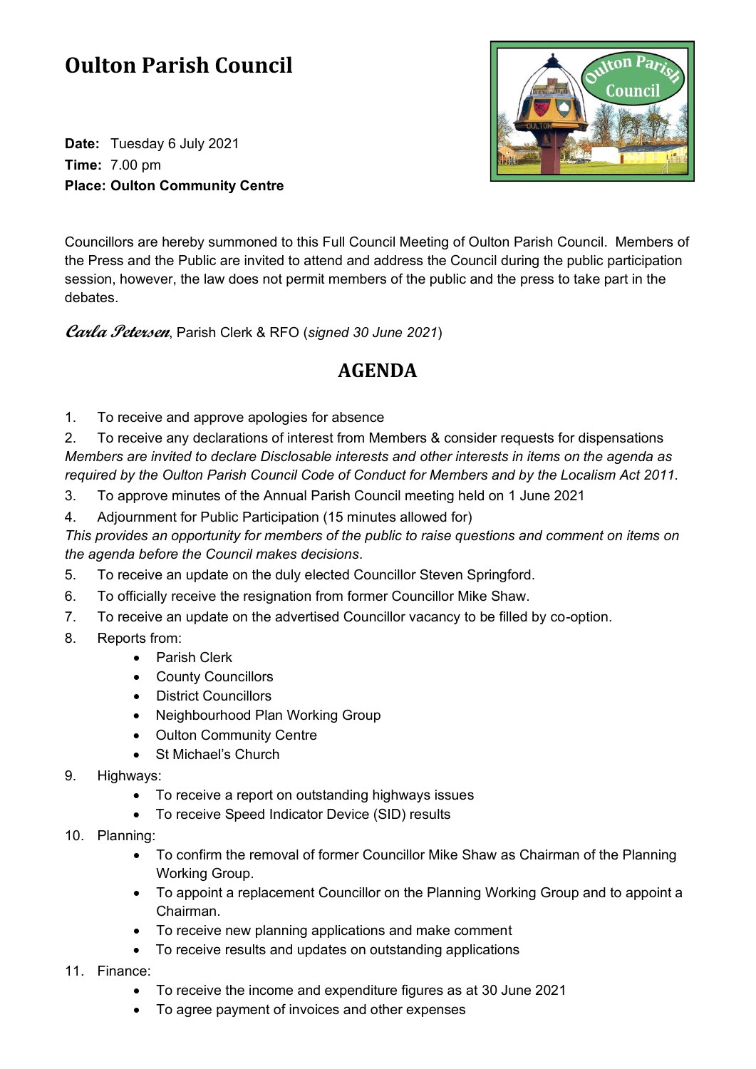# Oulton Parish Council

**Date:** Tuesday 6 July 2021
**Time:** 7.00 pm
**Place: Oulton Community Centre**

Councillors are hereby summoned to this Full Council Meeting of Oulton Parish Council. Members of the Press and the Public are invited to attend and address the Council during the public participation session, however, the law does not permit members of the public and the press to take part in the debates.

*Carla Petersen*, Parish Clerk & RFO (*signed 30 June 2021*)

## AGENDA

1. To receive and approve apologies for absence
2. To receive any declarations of interest from Members & consider requests for dispensations

*Members are invited to declare Disclosable interests and other interests in items on the agenda as required by the Oulton Parish Council Code of Conduct for Members and by the Localism Act 2011.*

3. To approve minutes of the Annual Parish Council meeting held on 1 June 2021
4. Adjournment for Public Participation (15 minutes allowed for)

*This provides an opportunity for members of the public to raise questions and comment on items on the agenda before the Council makes decisions.*

5. To receive an update on the duly elected Councillor Steven Springford.
6. To officially receive the resignation from former Councillor Mike Shaw.
7. To receive an update on the advertised Councillor vacancy to be filled by co-option.
8. Reports from:
    - Parish Clerk
    - County Councillors
    - District Councillors
    - Neighbourhood Plan Working Group
    - Oulton Community Centre
    - St Michael's Church
9. Highways:
    - To receive a report on outstanding highways issues
    - To receive Speed Indicator Device (SID) results
10. Planning:
    - To confirm the removal of former Councillor Mike Shaw as Chairman of the Planning Working Group.
    - To appoint a replacement Councillor on the Planning Working Group and to appoint a Chairman.
    - To receive new planning applications and make comment
    - To receive results and updates on outstanding applications
11. Finance:
    - To receive the income and expenditure figures as at 30 June 2021
    - To agree payment of invoices and other expenses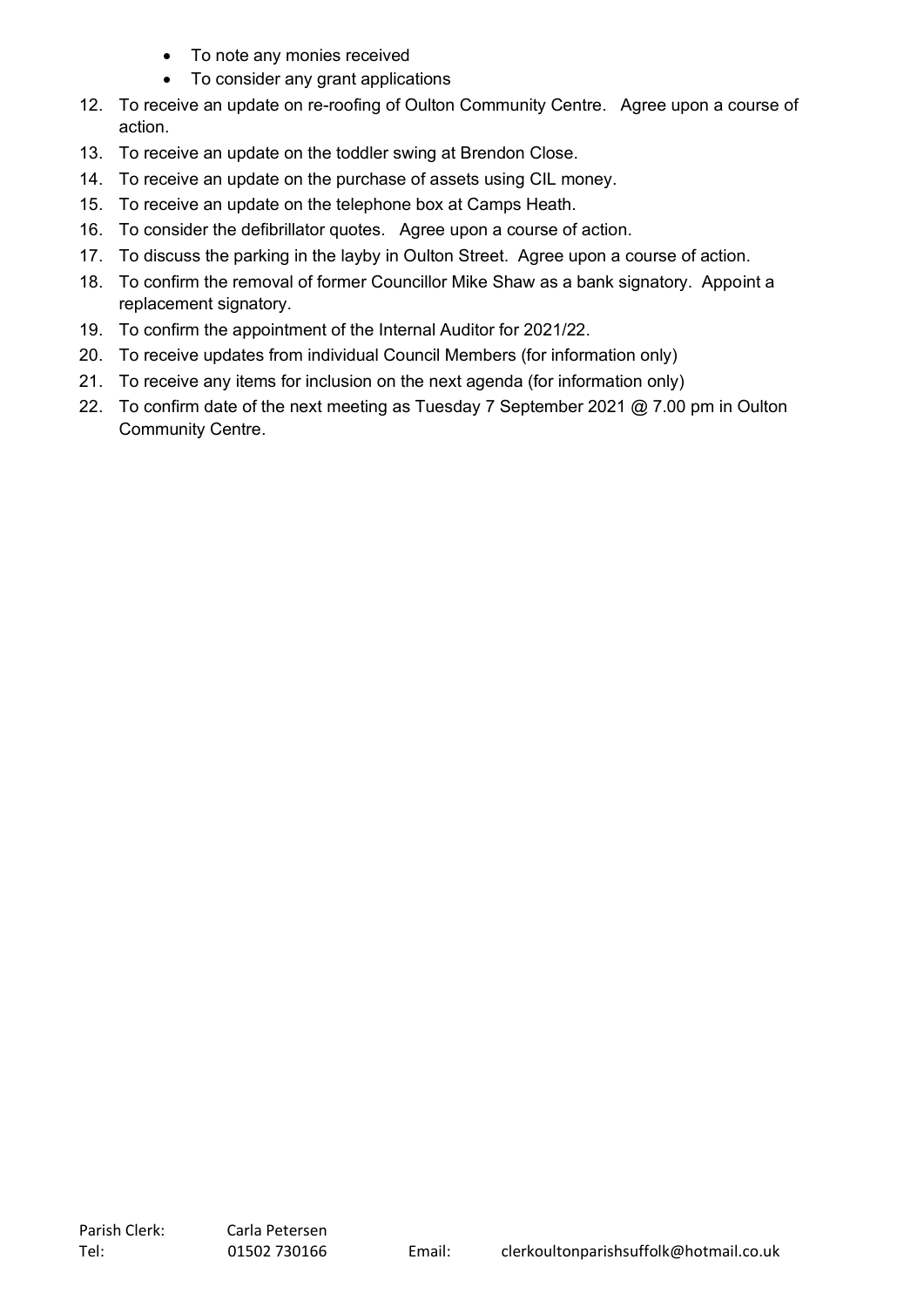- To note any monies received
- To consider any grant applications

12. To receive an update on re-roofing of Oulton Community Centre. Agree upon a course of action.
13. To receive an update on the toddler swing at Brendon Close.
14. To receive an update on the purchase of assets using CIL money.
15. To receive an update on the telephone box at Camps Heath.
16. To consider the defibrillator quotes. Agree upon a course of action.
17. To discuss the parking in the layby in Oulton Street. Agree upon a course of action.
18. To confirm the removal of former Councillor Mike Shaw as a bank signatory. Appoint a replacement signatory.
19. To confirm the appointment of the Internal Auditor for 2021/22.
20. To receive updates from individual Council Members (for information only)
21. To receive any items for inclusion on the next agenda (for information only)
22. To confirm date of the next meeting as Tuesday 7 September 2021 @ 7.00 pm in Oulton Community Centre.

Parish Clerk: Carla Petersen
Tel: 01502 730166 Email: clerkoultonparishsuffolk@hotmail.co.uk